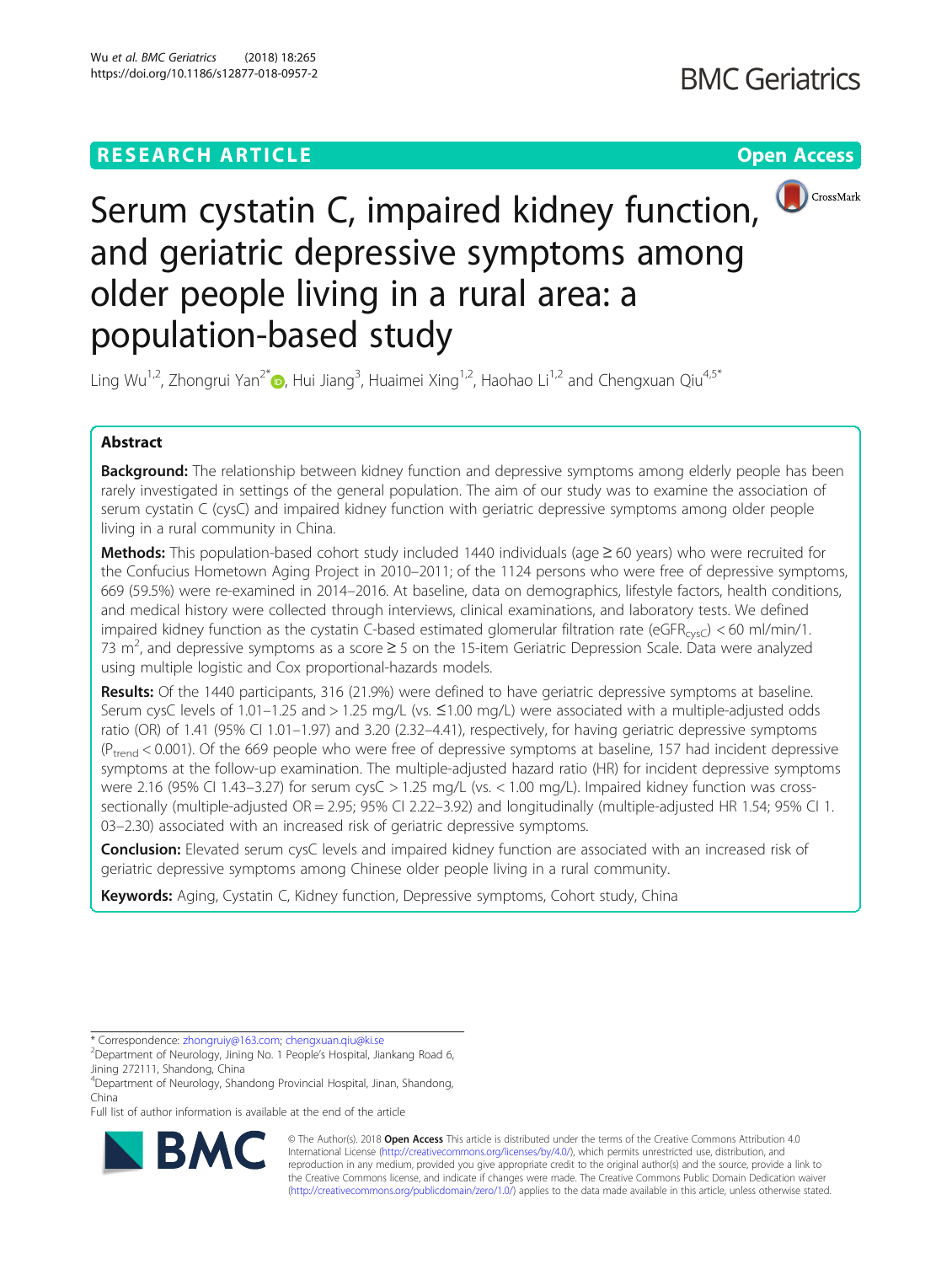# Serum cystatin C, impaired kidney function, and geriatric depressive symptoms among older people living in a rural area: a population-based study

Ling Wu[1,2], Zhongrui Yan[2*], Hui Jiang[3], Huaimei Xing[1,2], Haohao Li[1,2] and Chengxuan Qiu[4,5*]

## Abstract

**Background:** The relationship between kidney function and depressive symptoms among elderly people has been rarely investigated in settings of the general population. The aim of our study was to examine the association of serum cystatin C (cysC) and impaired kidney function with geriatric depressive symptoms among older people living in a rural community in China.

**Methods:** This population-based cohort study included 1440 individuals (age ≥ 60 years) who were recruited for the Confucius Hometown Aging Project in 2010–2011; of the 1124 persons who were free of depressive symptoms, 669 (59.5%) were re-examined in 2014–2016. At baseline, data on demographics, lifestyle factors, health conditions, and medical history were collected through interviews, clinical examinations, and laboratory tests. We defined impaired kidney function as the cystatin C-based estimated glomerular filtration rate ($eGFR_{cysC}$) < 60 ml/min/1.73 $m^2$, and depressive symptoms as a score ≥ 5 on the 15-item Geriatric Depression Scale. Data were analyzed using multiple logistic and Cox proportional-hazards models.

**Results:** Of the 1440 participants, 316 (21.9%) were defined to have geriatric depressive symptoms at baseline. Serum cysC levels of 1.01–1.25 and > 1.25 mg/L (vs. ≤1.00 mg/L) were associated with a multiple-adjusted odds ratio (OR) of 1.41 (95% CI 1.01–1.97) and 3.20 (2.32–4.41), respectively, for having geriatric depressive symptoms ($P_{trend}$ < 0.001). Of the 669 people who were free of depressive symptoms at baseline, 157 had incident depressive symptoms at the follow-up examination. The multiple-adjusted hazard ratio (HR) for incident depressive symptoms were 2.16 (95% CI 1.43–3.27) for serum cysC > 1.25 mg/L (vs. < 1.00 mg/L). Impaired kidney function was cross-sectionally (multiple-adjusted OR = 2.95; 95% CI 2.22–3.92) and longitudinally (multiple-adjusted HR 1.54; 95% CI 1.03–2.30) associated with an increased risk of geriatric depressive symptoms.

**Conclusion:** Elevated serum cysC levels and impaired kidney function are associated with an increased risk of geriatric depressive symptoms among Chinese older people living in a rural community.

**Keywords:** Aging, Cystatin C, Kidney function, Depressive symptoms, Cohort study, China

---

\* Correspondence: zhongruiy@163.com; chengxuan.qiu@ki.se
[2]Department of Neurology, Jining No. 1 People's Hospital, Jiankang Road 6, Jining 272111, Shandong, China
[4]Department of Neurology, Shandong Provincial Hospital, Jinan, Shandong, China
Full list of author information is available at the end of the article

© The Author(s). 2018 **Open Access** This article is distributed under the terms of the Creative Commons Attribution 4.0 International License (http://creativecommons.org/licenses/by/4.0/), which permits unrestricted use, distribution, and reproduction in any medium, provided you give appropriate credit to the original author(s) and the source, provide a link to the Creative Commons license, and indicate if changes were made. The Creative Commons Public Domain Dedication waiver (http://creativecommons.org/publicdomain/zero/1.0/) applies to the data made available in this article, unless otherwise stated.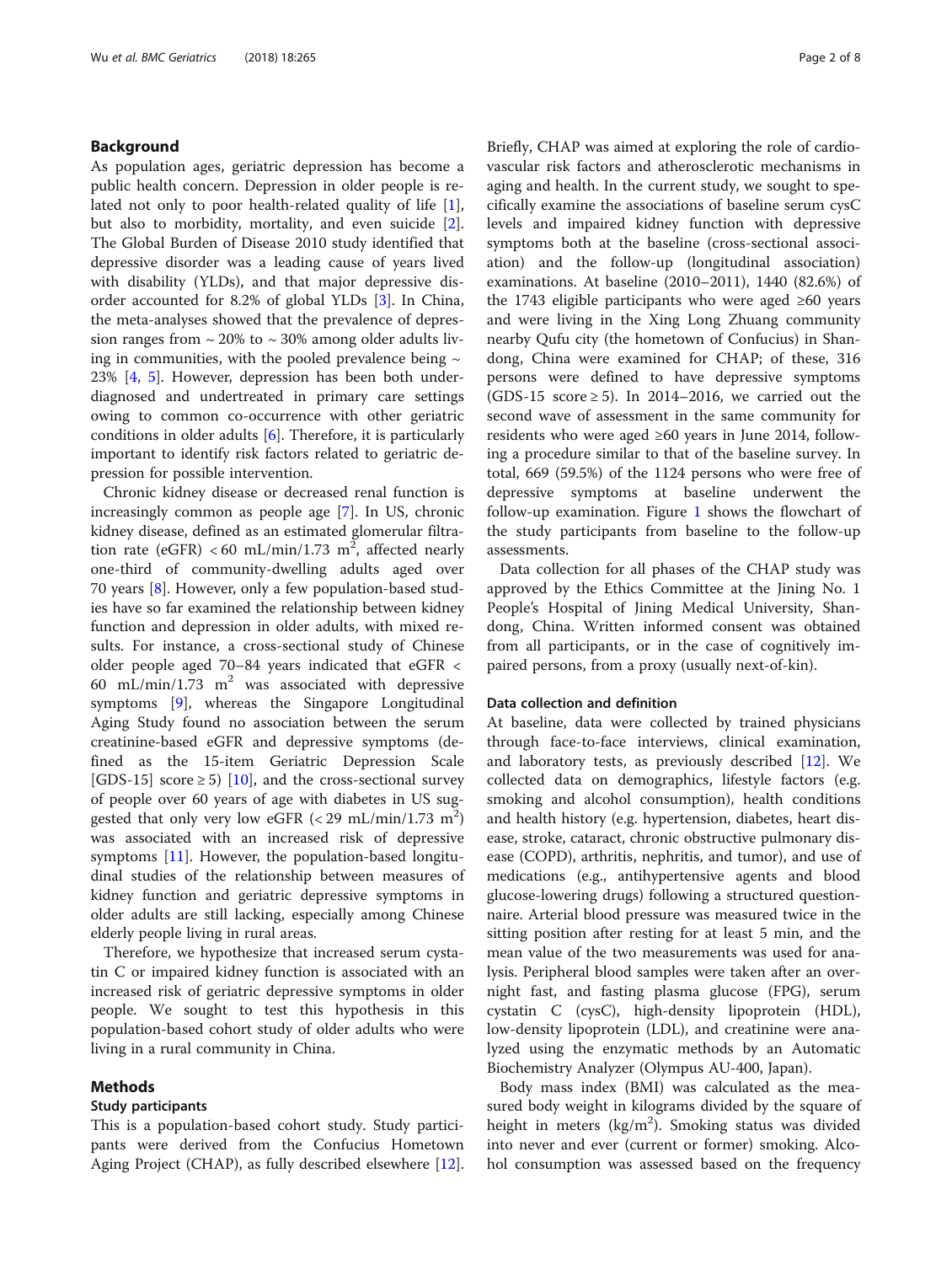## Background

As population ages, geriatric depression has become a public health concern. Depression in older people is related not only to poor health-related quality of life [1], but also to morbidity, mortality, and even suicide [2]. The Global Burden of Disease 2010 study identified that depressive disorder was a leading cause of years lived with disability (YLDs), and that major depressive disorder accounted for 8.2% of global YLDs [3]. In China, the meta-analyses showed that the prevalence of depression ranges from ~ 20% to ~ 30% among older adults living in communities, with the pooled prevalence being ~ 23% [4, 5]. However, depression has been both underdiagnosed and undertreated in primary care settings owing to common co-occurrence with other geriatric conditions in older adults [6]. Therefore, it is particularly important to identify risk factors related to geriatric depression for possible intervention.

Chronic kidney disease or decreased renal function is increasingly common as people age [7]. In US, chronic kidney disease, defined as an estimated glomerular filtration rate (eGFR) < 60 mL/min/1.73 $m^2$, affected nearly one-third of community-dwelling adults aged over 70 years [8]. However, only a few population-based studies have so far examined the relationship between kidney function and depression in older adults, with mixed results. For instance, a cross-sectional study of Chinese older people aged 70–84 years indicated that eGFR < 60 mL/min/1.73 $m^2$ was associated with depressive symptoms [9], whereas the Singapore Longitudinal Aging Study found no association between the serum creatinine-based eGFR and depressive symptoms (defined as the 15-item Geriatric Depression Scale [GDS-15] score ≥ 5) [10], and the cross-sectional survey of people over 60 years of age with diabetes in US suggested that only very low eGFR (< 29 mL/min/1.73 $m^2$) was associated with an increased risk of depressive symptoms [11]. However, the population-based longitudinal studies of the relationship between measures of kidney function and geriatric depressive symptoms in older adults are still lacking, especially among Chinese elderly people living in rural areas.

Therefore, we hypothesize that increased serum cystatin C or impaired kidney function is associated with an increased risk of geriatric depressive symptoms in older people. We sought to test this hypothesis in this population-based cohort study of older adults who were living in a rural community in China.

## Methods

### Study participants

This is a population-based cohort study. Study participants were derived from the Confucius Hometown Aging Project (CHAP), as fully described elsewhere [12]. Briefly, CHAP was aimed at exploring the role of cardiovascular risk factors and atherosclerotic mechanisms in aging and health. In the current study, we sought to specifically examine the associations of baseline serum cysC levels and impaired kidney function with depressive symptoms both at the baseline (cross-sectional association) and the follow-up (longitudinal association) examinations. At baseline (2010–2011), 1440 (82.6%) of the 1743 eligible participants who were aged ≥60 years and were living in the Xing Long Zhuang community nearby Qufu city (the hometown of Confucius) in Shandong, China were examined for CHAP; of these, 316 persons were defined to have depressive symptoms (GDS-15 score ≥ 5). In 2014–2016, we carried out the second wave of assessment in the same community for residents who were aged ≥60 years in June 2014, following a procedure similar to that of the baseline survey. In total, 669 (59.5%) of the 1124 persons who were free of depressive symptoms at baseline underwent the follow-up examination. Figure 1 shows the flowchart of the study participants from baseline to the follow-up assessments.

Data collection for all phases of the CHAP study was approved by the Ethics Committee at the Jining No. 1 People's Hospital of Jining Medical University, Shandong, China. Written informed consent was obtained from all participants, or in the case of cognitively impaired persons, from a proxy (usually next-of-kin).

### Data collection and definition

At baseline, data were collected by trained physicians through face-to-face interviews, clinical examination, and laboratory tests, as previously described [12]. We collected data on demographics, lifestyle factors (e.g. smoking and alcohol consumption), health conditions and health history (e.g. hypertension, diabetes, heart disease, stroke, cataract, chronic obstructive pulmonary disease (COPD), arthritis, nephritis, and tumor), and use of medications (e.g., antihypertensive agents and blood glucose-lowering drugs) following a structured questionnaire. Arterial blood pressure was measured twice in the sitting position after resting for at least 5 min, and the mean value of the two measurements was used for analysis. Peripheral blood samples were taken after an overnight fast, and fasting plasma glucose (FPG), serum cystatin C (cysC), high-density lipoprotein (HDL), low-density lipoprotein (LDL), and creatinine were analyzed using the enzymatic methods by an Automatic Biochemistry Analyzer (Olympus AU-400, Japan).

Body mass index (BMI) was calculated as the measured body weight in kilograms divided by the square of height in meters (kg/$m^2$). Smoking status was divided into never and ever (current or former) smoking. Alcohol consumption was assessed based on the frequency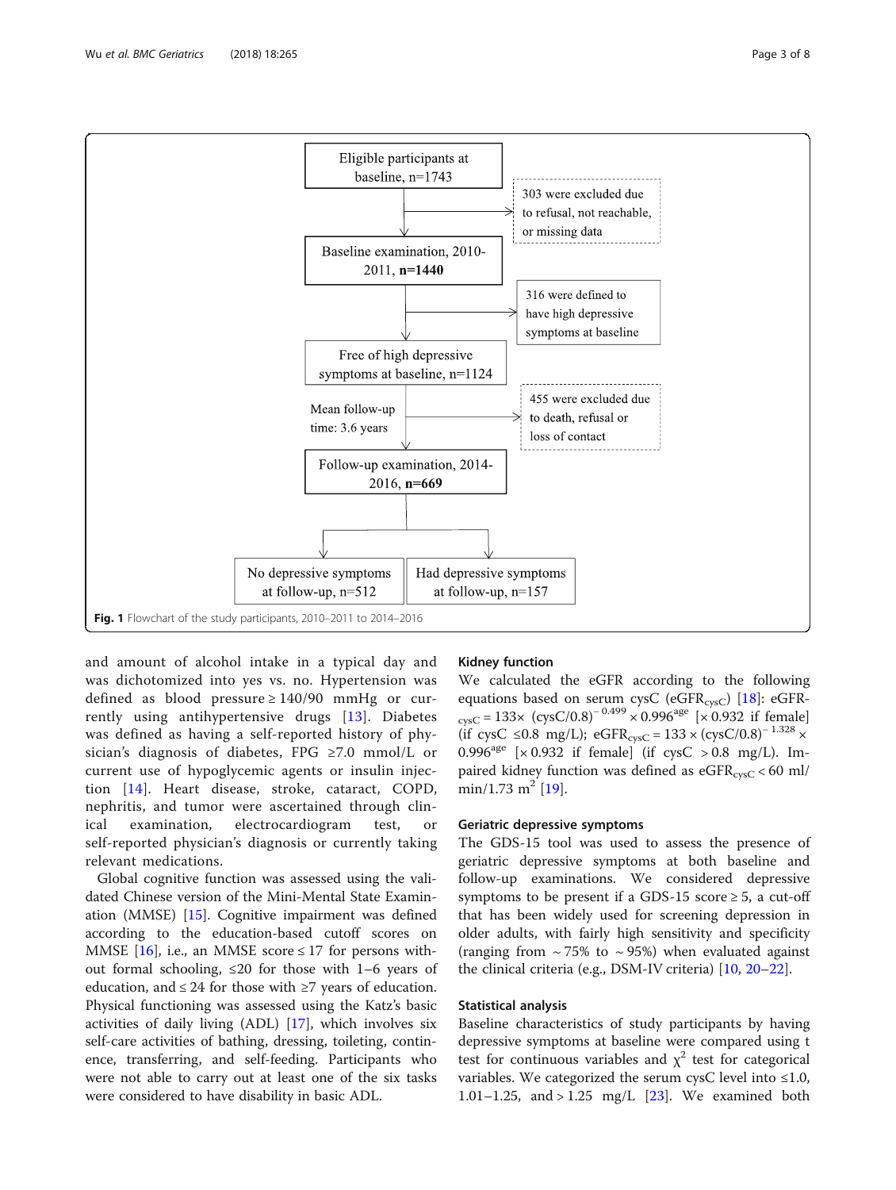Eligible participants at baseline, n=1743

303 were excluded due to refusal, not reachable, or missing data

Baseline examination, 2010-2011, **n=1440**

316 were defined to have high depressive symptoms at baseline

Free of high depressive symptoms at baseline, n=1124

Mean follow-up time: 3.6 years

455 were excluded due to death, refusal or loss of contact

Follow-up examination, 2014-2016, **n=669**

No depressive symptoms at follow-up, n=512

Had depressive symptoms at follow-up, n=157

**Fig. 1** Flowchart of the study participants, 2010–2011 to 2014–2016

and amount of alcohol intake in a typical day and was dichotomized into yes vs. no. Hypertension was defined as blood pressure ≥ 140/90 mmHg or currently using antihypertensive drugs [13]. Diabetes was defined as having a self-reported history of physician's diagnosis of diabetes, FPG ≥7.0 mmol/L or current use of hypoglycemic agents or insulin injection [14]. Heart disease, stroke, cataract, COPD, nephritis, and tumor were ascertained through clinical examination, electrocardiogram test, or self-reported physician's diagnosis or currently taking relevant medications.

Global cognitive function was assessed using the validated Chinese version of the Mini-Mental State Examination (MMSE) [15]. Cognitive impairment was defined according to the education-based cutoff scores on MMSE [16], i.e., an MMSE score ≤ 17 for persons without formal schooling, ≤20 for those with 1–6 years of education, and ≤ 24 for those with ≥7 years of education. Physical functioning was assessed using the Katz's basic activities of daily living (ADL) [17], which involves six self-care activities of bathing, dressing, toileting, continence, transferring, and self-feeding. Participants who were not able to carry out at least one of the six tasks were considered to have disability in basic ADL.

### Kidney function

We calculated the eGFR according to the following equations based on serum cysC ($eGFR_{cysC}$) [18]: $eGFR_{cysC} = 133 \times (cysC/0.8)^{-0.499} \times 0.996^{age}$ [× 0.932 if female] (if cysC ≤0.8 mg/L); $eGFR_{cysC} = 133 \times (cysC/0.8)^{-1.328} \times 0.996^{age}$ [× 0.932 if female] (if cysC >0.8 mg/L). Impaired kidney function was defined as $eGFR_{cysC} < 60$ ml/min/1.73 $m^2$ [19].

### Geriatric depressive symptoms

The GDS-15 tool was used to assess the presence of geriatric depressive symptoms at both baseline and follow-up examinations. We considered depressive symptoms to be present if a GDS-15 score ≥ 5, a cut-off that has been widely used for screening depression in older adults, with fairly high sensitivity and specificity (ranging from ~75% to ~95%) when evaluated against the clinical criteria (e.g., DSM-IV criteria) [10, 20–22].

### Statistical analysis

Baseline characteristics of study participants by having depressive symptoms at baseline were compared using t test for continuous variables and $\chi^2$ test for categorical variables. We categorized the serum cysC level into ≤1.0, 1.01–1.25, and > 1.25 mg/L [23]. We examined both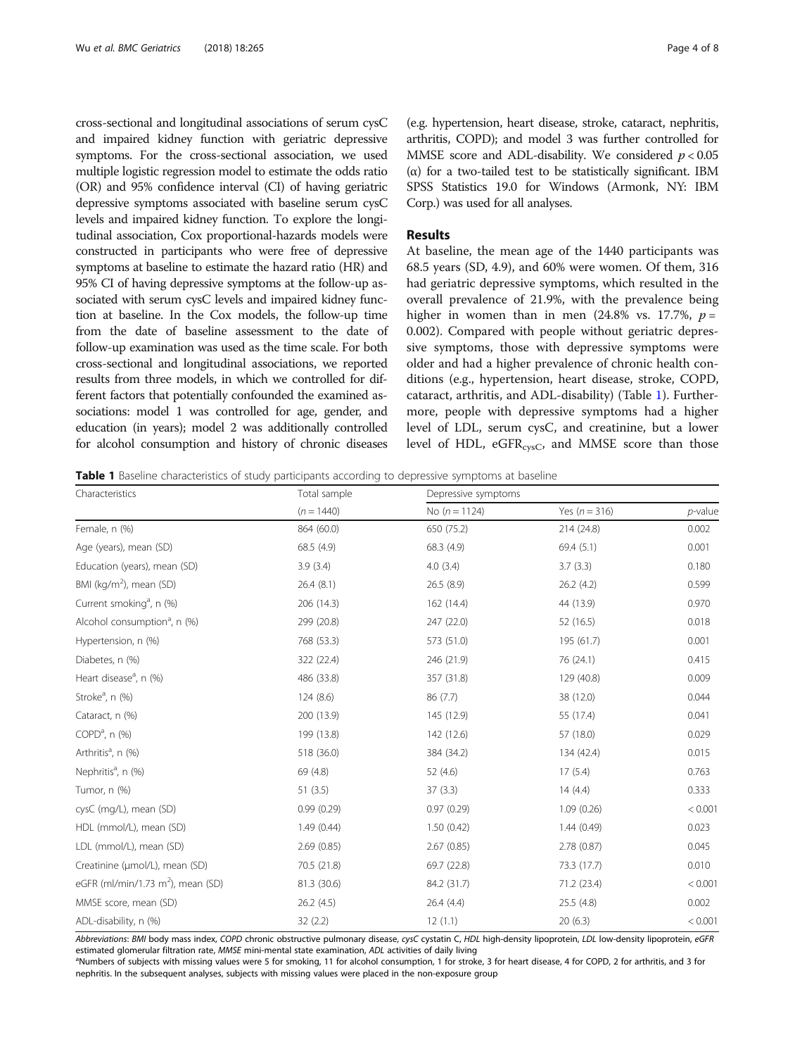cross-sectional and longitudinal associations of serum cysC and impaired kidney function with geriatric depressive symptoms. For the cross-sectional association, we used multiple logistic regression model to estimate the odds ratio (OR) and 95% confidence interval (CI) of having geriatric depressive symptoms associated with baseline serum cysC levels and impaired kidney function. To explore the longitudinal association, Cox proportional-hazards models were constructed in participants who were free of depressive symptoms at baseline to estimate the hazard ratio (HR) and 95% CI of having depressive symptoms at the follow-up associated with serum cysC levels and impaired kidney function at baseline. In the Cox models, the follow-up time from the date of baseline assessment to the date of follow-up examination was used as the time scale. For both cross-sectional and longitudinal associations, we reported results from three models, in which we controlled for different factors that potentially confounded the examined associations: model 1 was controlled for age, gender, and education (in years); model 2 was additionally controlled for alcohol consumption and history of chronic diseases (e.g. hypertension, heart disease, stroke, cataract, nephritis, arthritis, COPD); and model 3 was further controlled for MMSE score and ADL-disability. We considered $p < 0.05$ (α) for a two-tailed test to be statistically significant. IBM SPSS Statistics 19.0 for Windows (Armonk, NY: IBM Corp.) was used for all analyses.

## Results

At baseline, the mean age of the 1440 participants was 68.5 years (SD, 4.9), and 60% were women. Of them, 316 had geriatric depressive symptoms, which resulted in the overall prevalence of 21.9%, with the prevalence being higher in women than in men (24.8% vs. 17.7%, $p =$ 0.002). Compared with people without geriatric depressive symptoms, those with depressive symptoms were older and had a higher prevalence of chronic health conditions (e.g., hypertension, heart disease, stroke, COPD, cataract, arthritis, and ADL-disability) (Table 1). Furthermore, people with depressive symptoms had a higher level of LDL, serum cysC, and creatinine, but a lower level of HDL, $eGFR_{cysC}$, and MMSE score than those

**Table 1** Baseline characteristics of study participants according to depressive symptoms at baseline

| Characteristics | Total sample | Depressive symptoms | | |
|---|---|---|---|---|
| | ($n = 1440$) | No ($n = 1124$) | Yes ($n = 316$) | *p*-value |
| Female, n (%) | 864 (60.0) | 650 (75.2) | 214 (24.8) | 0.002 |
| Age (years), mean (SD) | 68.5 (4.9) | 68.3 (4.9) | 69.4 (5.1) | 0.001 |
| Education (years), mean (SD) | 3.9 (3.4) | 4.0 (3.4) | 3.7 (3.3) | 0.180 |
| BMI (kg/m$^2$), mean (SD) | 26.4 (8.1) | 26.5 (8.9) | 26.2 (4.2) | 0.599 |
| Current smoking[a], n (%) | 206 (14.3) | 162 (14.4) | 44 (13.9) | 0.970 |
| Alcohol consumption[a], n (%) | 299 (20.8) | 247 (22.0) | 52 (16.5) | 0.018 |
| Hypertension, n (%) | 768 (53.3) | 573 (51.0) | 195 (61.7) | 0.001 |
| Diabetes, n (%) | 322 (22.4) | 246 (21.9) | 76 (24.1) | 0.415 |
| Heart disease[a], n (%) | 486 (33.8) | 357 (31.8) | 129 (40.8) | 0.009 |
| Stroke[a], n (%) | 124 (8.6) | 86 (7.7) | 38 (12.0) | 0.044 |
| Cataract, n (%) | 200 (13.9) | 145 (12.9) | 55 (17.4) | 0.041 |
| COPD[a], n (%) | 199 (13.8) | 142 (12.6) | 57 (18.0) | 0.029 |
| Arthritis[a], n (%) | 518 (36.0) | 384 (34.2) | 134 (42.4) | 0.015 |
| Nephritis[a], n (%) | 69 (4.8) | 52 (4.6) | 17 (5.4) | 0.763 |
| Tumor, n (%) | 51 (3.5) | 37 (3.3) | 14 (4.4) | 0.333 |
| cysC (mg/L), mean (SD) | 0.99 (0.29) | 0.97 (0.29) | 1.09 (0.26) | < 0.001 |
| HDL (mmol/L), mean (SD) | 1.49 (0.44) | 1.50 (0.42) | 1.44 (0.49) | 0.023 |
| LDL (mmol/L), mean (SD) | 2.69 (0.85) | 2.67 (0.85) | 2.78 (0.87) | 0.045 |
| Creatinine (μmol/L), mean (SD) | 70.5 (21.8) | 69.7 (22.8) | 73.3 (17.7) | 0.010 |
| eGFR (ml/min/1.73 m$^2$), mean (SD) | 81.3 (30.6) | 84.2 (31.7) | 71.2 (23.4) | < 0.001 |
| MMSE score, mean (SD) | 26.2 (4.5) | 26.4 (4.4) | 25.5 (4.8) | 0.002 |
| ADL-disability, n (%) | 32 (2.2) | 12 (1.1) | 20 (6.3) | < 0.001 |

*Abbreviations*: *BMI* body mass index, *COPD* chronic obstructive pulmonary disease, *cysC* cystatin C, *HDL* high-density lipoprotein, *LDL* low-density lipoprotein, *eGFR* estimated glomerular filtration rate, *MMSE* mini-mental state examination, *ADL* activities of daily living

[a]Numbers of subjects with missing values were 5 for smoking, 11 for alcohol consumption, 1 for stroke, 3 for heart disease, 4 for COPD, 2 for arthritis, and 3 for nephritis. In the subsequent analyses, subjects with missing values were placed in the non-exposure group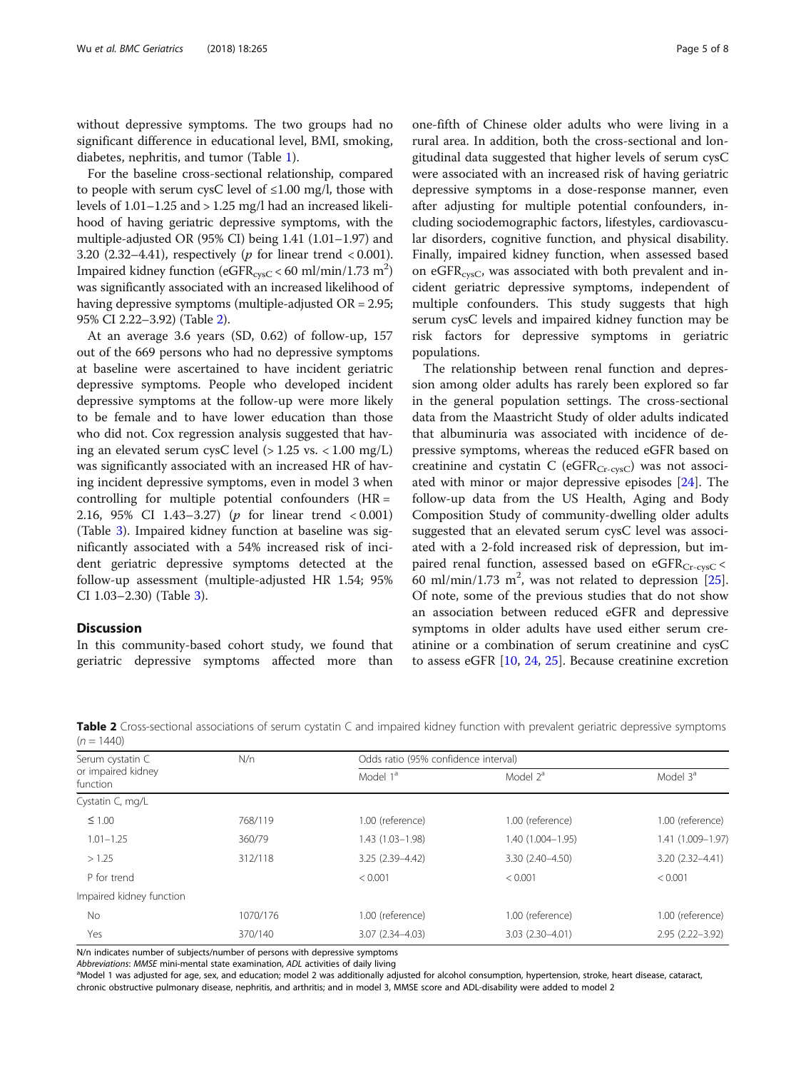without depressive symptoms. The two groups had no significant difference in educational level, BMI, smoking, diabetes, nephritis, and tumor (Table 1).

For the baseline cross-sectional relationship, compared to people with serum cysC level of ≤1.00 mg/l, those with levels of 1.01–1.25 and > 1.25 mg/l had an increased likelihood of having geriatric depressive symptoms, with the multiple-adjusted OR (95% CI) being 1.41 (1.01–1.97) and 3.20 (2.32–4.41), respectively ($p$ for linear trend < 0.001). Impaired kidney function ($eGFR_{cysC}$ < 60 ml/min/1.73 $m^2$) was significantly associated with an increased likelihood of having depressive symptoms (multiple-adjusted OR = 2.95; 95% CI 2.22–3.92) (Table 2).

At an average 3.6 years (SD, 0.62) of follow-up, 157 out of the 669 persons who had no depressive symptoms at baseline were ascertained to have incident geriatric depressive symptoms. People who developed incident depressive symptoms at the follow-up were more likely to be female and to have lower education than those who did not. Cox regression analysis suggested that having an elevated serum cysC level (> 1.25 vs. < 1.00 mg/L) was significantly associated with an increased HR of having incident depressive symptoms, even in model 3 when controlling for multiple potential confounders (HR = 2.16, 95% CI 1.43–3.27) ($p$ for linear trend < 0.001) (Table 3). Impaired kidney function at baseline was significantly associated with a 54% increased risk of incident geriatric depressive symptoms detected at the follow-up assessment (multiple-adjusted HR 1.54; 95% CI 1.03–2.30) (Table 3).

## Discussion

In this community-based cohort study, we found that geriatric depressive symptoms affected more than one-fifth of Chinese older adults who were living in a rural area. In addition, both the cross-sectional and longitudinal data suggested that higher levels of serum cysC were associated with an increased risk of having geriatric depressive symptoms in a dose-response manner, even after adjusting for multiple potential confounders, including sociodemographic factors, lifestyles, cardiovascular disorders, cognitive function, and physical disability. Finally, impaired kidney function, when assessed based on $eGFR_{cysC}$, was associated with both prevalent and incident geriatric depressive symptoms, independent of multiple confounders. This study suggests that high serum cysC levels and impaired kidney function may be risk factors for depressive symptoms in geriatric populations.

The relationship between renal function and depression among older adults has rarely been explored so far in the general population settings. The cross-sectional data from the Maastricht Study of older adults indicated that albuminuria was associated with incidence of depressive symptoms, whereas the reduced eGFR based on creatinine and cystatin C ($eGFR_{Cr\text{-}cysC}$) was not associated with minor or major depressive episodes [24]. The follow-up data from the US Health, Aging and Body Composition Study of community-dwelling older adults suggested that an elevated serum cysC level was associated with a 2-fold increased risk of depression, but impaired renal function, assessed based on $eGFR_{Cr\text{-}cysC}$ < 60 ml/min/1.73 $m^2$, was not related to depression [25]. Of note, some of the previous studies that do not show an association between reduced eGFR and depressive symptoms in older adults have used either serum creatinine or a combination of serum creatinine and cysC to assess eGFR [10, 24, 25]. Because creatinine excretion

**Table 2** Cross-sectional associations of serum cystatin C and impaired kidney function with prevalent geriatric depressive symptoms ($n$ = 1440)

| Serum cystatin C or impaired kidney function | N/n | Odds ratio (95% confidence interval) | | |
|---|---|---|---|---|
| | | Model 1[a] | Model 2[a] | Model 3[a] |
| Cystatin C, mg/L | | | | |
| ≤ 1.00 | 768/119 | 1.00 (reference) | 1.00 (reference) | 1.00 (reference) |
| 1.01–1.25 | 360/79 | 1.43 (1.03–1.98) | 1.40 (1.004–1.95) | 1.41 (1.009–1.97) |
| > 1.25 | 312/118 | 3.25 (2.39–4.42) | 3.30 (2.40–4.50) | 3.20 (2.32–4.41) |
| P for trend | | < 0.001 | < 0.001 | < 0.001 |
| Impaired kidney function | | | | |
| No | 1070/176 | 1.00 (reference) | 1.00 (reference) | 1.00 (reference) |
| Yes | 370/140 | 3.07 (2.34–4.03) | 3.03 (2.30–4.01) | 2.95 (2.22–3.92) |

N/n indicates number of subjects/number of persons with depressive symptoms

Abbreviations: *MMSE* mini-mental state examination, *ADL* activities of daily living

[a]Model 1 was adjusted for age, sex, and education; model 2 was additionally adjusted for alcohol consumption, hypertension, stroke, heart disease, cataract, chronic obstructive pulmonary disease, nephritis, and arthritis; and in model 3, MMSE score and ADL-disability were added to model 2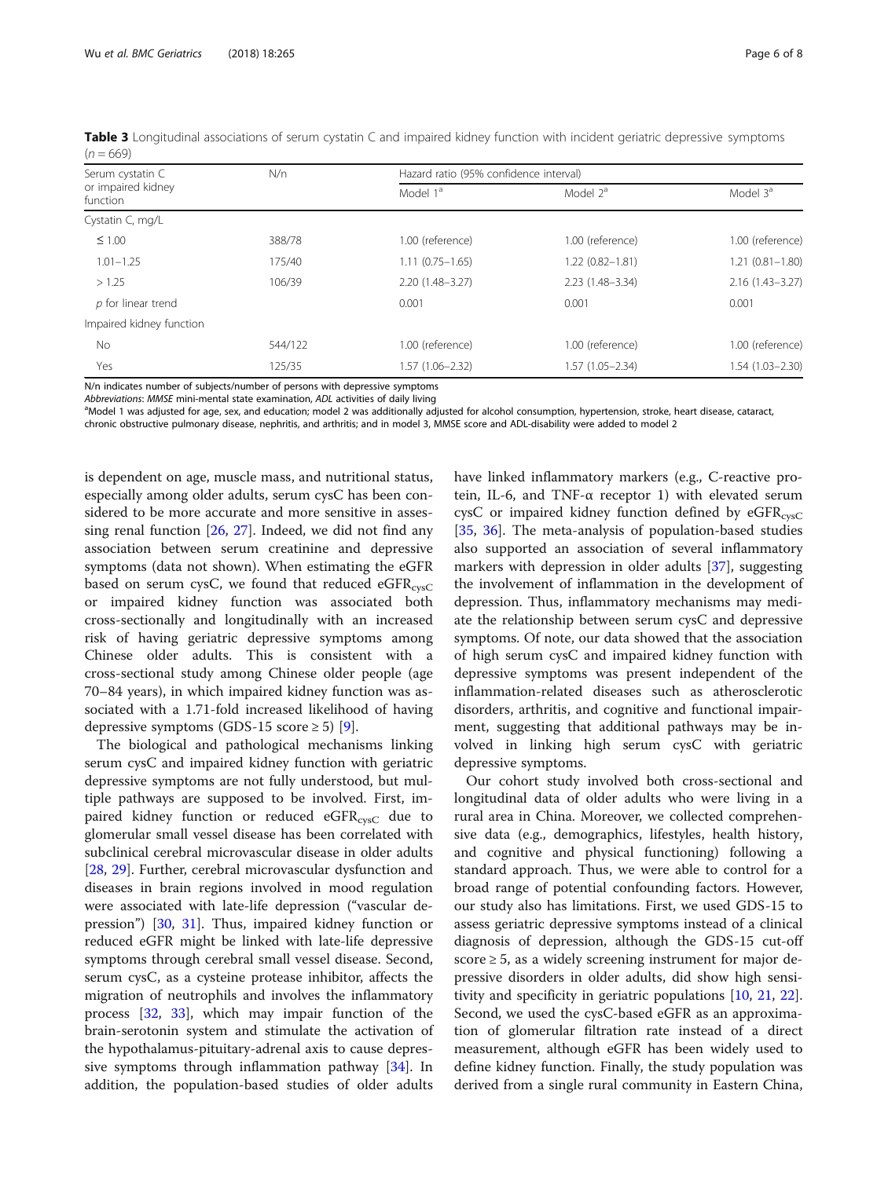**Table 3** Longitudinal associations of serum cystatin C and impaired kidney function with incident geriatric depressive symptoms ($n = 669$)

| Serum cystatin C or impaired kidney function | N/n | Hazard ratio (95% confidence interval) | | |
|---|---|---|---|---|
| | | Model 1[a] | Model 2[a] | Model 3[a] |
| Cystatin C, mg/L | | | | |
| ≤ 1.00 | 388/78 | 1.00 (reference) | 1.00 (reference) | 1.00 (reference) |
| 1.01–1.25 | 175/40 | 1.11 (0.75–1.65) | 1.22 (0.82–1.81) | 1.21 (0.81–1.80) |
| > 1.25 | 106/39 | 2.20 (1.48–3.27) | 2.23 (1.48–3.34) | 2.16 (1.43–3.27) |
| *p* for linear trend | | 0.001 | 0.001 | 0.001 |
| Impaired kidney function | | | | |
| No | 544/122 | 1.00 (reference) | 1.00 (reference) | 1.00 (reference) |
| Yes | 125/35 | 1.57 (1.06–2.32) | 1.57 (1.05–2.34) | 1.54 (1.03–2.30) |

N/n indicates number of subjects/number of persons with depressive symptoms

*Abbreviations*: *MMSE* mini-mental state examination, *ADL* activities of daily living

[a]Model 1 was adjusted for age, sex, and education; model 2 was additionally adjusted for alcohol consumption, hypertension, stroke, heart disease, cataract, chronic obstructive pulmonary disease, nephritis, and arthritis; and in model 3, MMSE score and ADL-disability were added to model 2

is dependent on age, muscle mass, and nutritional status, especially among older adults, serum cysC has been considered to be more accurate and more sensitive in assessing renal function [26, 27]. Indeed, we did not find any association between serum creatinine and depressive symptoms (data not shown). When estimating the eGFR based on serum cysC, we found that reduced $eGFR_{cysC}$ or impaired kidney function was associated both cross-sectionally and longitudinally with an increased risk of having geriatric depressive symptoms among Chinese older adults. This is consistent with a cross-sectional study among Chinese older people (age 70–84 years), in which impaired kidney function was associated with a 1.71-fold increased likelihood of having depressive symptoms (GDS-15 score ≥ 5) [9].

The biological and pathological mechanisms linking serum cysC and impaired kidney function with geriatric depressive symptoms are not fully understood, but multiple pathways are supposed to be involved. First, impaired kidney function or reduced $eGFR_{cysC}$ due to glomerular small vessel disease has been correlated with subclinical cerebral microvascular disease in older adults [28, 29]. Further, cerebral microvascular dysfunction and diseases in brain regions involved in mood regulation were associated with late-life depression ("vascular depression") [30, 31]. Thus, impaired kidney function or reduced eGFR might be linked with late-life depressive symptoms through cerebral small vessel disease. Second, serum cysC, as a cysteine protease inhibitor, affects the migration of neutrophils and involves the inflammatory process [32, 33], which may impair function of the brain-serotonin system and stimulate the activation of the hypothalamus-pituitary-adrenal axis to cause depressive symptoms through inflammation pathway [34]. In addition, the population-based studies of older adults have linked inflammatory markers (e.g., C-reactive protein, IL-6, and TNF-α receptor 1) with elevated serum cysC or impaired kidney function defined by $eGFR_{cysC}$ [35, 36]. The meta-analysis of population-based studies also supported an association of several inflammatory markers with depression in older adults [37], suggesting the involvement of inflammation in the development of depression. Thus, inflammatory mechanisms may mediate the relationship between serum cysC and depressive symptoms. Of note, our data showed that the association of high serum cysC and impaired kidney function with depressive symptoms was present independent of the inflammation-related diseases such as atherosclerotic disorders, arthritis, and cognitive and functional impairment, suggesting that additional pathways may be involved in linking high serum cysC with geriatric depressive symptoms.

Our cohort study involved both cross-sectional and longitudinal data of older adults who were living in a rural area in China. Moreover, we collected comprehensive data (e.g., demographics, lifestyles, health history, and cognitive and physical functioning) following a standard approach. Thus, we were able to control for a broad range of potential confounding factors. However, our study also has limitations. First, we used GDS-15 to assess geriatric depressive symptoms instead of a clinical diagnosis of depression, although the GDS-15 cut-off score ≥ 5, as a widely screening instrument for major depressive disorders in older adults, did show high sensitivity and specificity in geriatric populations [10, 21, 22]. Second, we used the cysC-based eGFR as an approximation of glomerular filtration rate instead of a direct measurement, although eGFR has been widely used to define kidney function. Finally, the study population was derived from a single rural community in Eastern China,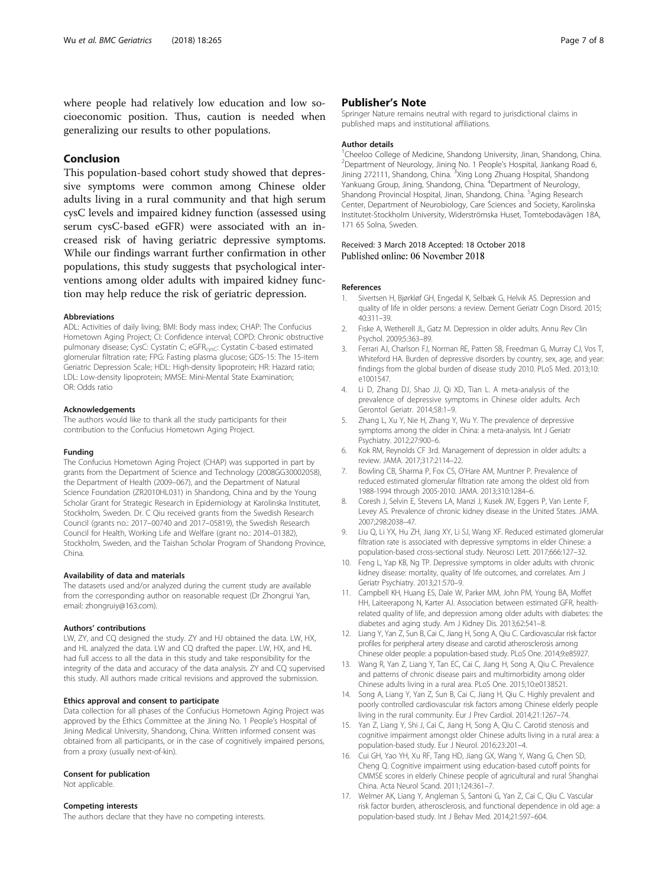where people had relatively low education and low socioeconomic position. Thus, caution is needed when generalizing our results to other populations.

## Conclusion

This population-based cohort study showed that depressive symptoms were common among Chinese older adults living in a rural community and that high serum cysC levels and impaired kidney function (assessed using serum cysC-based eGFR) were associated with an increased risk of having geriatric depressive symptoms. While our findings warrant further confirmation in other populations, this study suggests that psychological interventions among older adults with impaired kidney function may help reduce the risk of geriatric depression.

#### Abbreviations

ADL: Activities of daily living; BMI: Body mass index; CHAP: The Confucius Hometown Aging Project; CI: Confidence interval; COPD: Chronic obstructive pulmonary disease; CysC: Cystatin C; $eGFR_{cysC}$: Cystatin C-based estimated glomerular filtration rate; FPG: Fasting plasma glucose; GDS-15: The 15-item Geriatric Depression Scale; HDL: High-density lipoprotein; HR: Hazard ratio; LDL: Low-density lipoprotein; MMSE: Mini-Mental State Examination; OR: Odds ratio

#### Acknowledgements

The authors would like to thank all the study participants for their contribution to the Confucius Hometown Aging Project.

#### Funding

The Confucius Hometown Aging Project (CHAP) was supported in part by grants from the Department of Science and Technology (2008GG30002058), the Department of Health (2009–067), and the Department of Natural Science Foundation (ZR2010HL031) in Shandong, China and by the Young Scholar Grant for Strategic Research in Epidemiology at Karolinska Institutet, Stockholm, Sweden. Dr. C Qiu received grants from the Swedish Research Council (grants no.: 2017–00740 and 2017–05819), the Swedish Research Council for Health, Working Life and Welfare (grant no.: 2014–01382), Stockholm, Sweden, and the Taishan Scholar Program of Shandong Province, China.

#### Availability of data and materials

The datasets used and/or analyzed during the current study are available from the corresponding author on reasonable request (Dr Zhongrui Yan, email: zhongruiy@163.com).

#### Authors' contributions

LW, ZY, and CQ designed the study. ZY and HJ obtained the data. LW, HX, and HL analyzed the data. LW and CQ drafted the paper. LW, HX, and HL had full access to all the data in this study and take responsibility for the integrity of the data and accuracy of the data analysis. ZY and CQ supervised this study. All authors made critical revisions and approved the submission.

#### Ethics approval and consent to participate

Data collection for all phases of the Confucius Hometown Aging Project was approved by the Ethics Committee at the Jining No. 1 People's Hospital of Jining Medical University, Shandong, China. Written informed consent was obtained from all participants, or in the case of cognitively impaired persons, from a proxy (usually next-of-kin).

#### Consent for publication

Not applicable.

#### Competing interests

The authors declare that they have no competing interests.

## Publisher's Note

Springer Nature remains neutral with regard to jurisdictional claims in published maps and institutional affiliations.

#### Author details

[1]Cheeloo College of Medicine, Shandong University, Jinan, Shandong, China. [2]Department of Neurology, Jining No. 1 People's Hospital, Jiankang Road 6, Jining 272111, Shandong, China. [3]Xing Long Zhuang Hospital, Shandong Yankuang Group, Jining, Shandong, China. [4]Department of Neurology, Shandong Provincial Hospital, Jinan, Shandong, China. [5]Aging Research Center, Department of Neurobiology, Care Sciences and Society, Karolinska Institutet-Stockholm University, Widerströmska Huset, Tomtebodavägen 18A, 171 65 Solna, Sweden.

Received: 3 March 2018 Accepted: 18 October 2018
Published online: 06 November 2018

#### References

1. Sivertsen H, Bjørkløf GH, Engedal K, Selbæk G, Helvik AS. Depression and quality of life in older persons: a review. Dement Geriatr Cogn Disord. 2015; 40:311–39.
2. Fiske A, Wetherell JL, Gatz M. Depression in older adults. Annu Rev Clin Psychol. 2009;5:363–89.
3. Ferrari AJ, Charlson FJ, Norman RE, Patten SB, Freedman G, Murray CJ, Vos T, Whiteford HA. Burden of depressive disorders by country, sex, age, and year: findings from the global burden of disease study 2010. PLoS Med. 2013;10: e1001547.
4. Li D, Zhang DJ, Shao JJ, Qi XD, Tian L. A meta-analysis of the prevalence of depressive symptoms in Chinese older adults. Arch Gerontol Geriatr. 2014;58:1–9.
5. Zhang L, Xu Y, Nie H, Zhang Y, Wu Y. The prevalence of depressive symptoms among the older in China: a meta-analysis. Int J Geriatr Psychiatry. 2012;27:900–6.
6. Kok RM, Reynolds CF 3rd. Management of depression in older adults: a review. JAMA. 2017;317:2114–22.
7. Bowling CB, Sharma P, Fox CS, O'Hare AM, Muntner P. Prevalence of reduced estimated glomerular filtration rate among the oldest old from 1988-1994 through 2005-2010. JAMA. 2013;310:1284–6.
8. Coresh J, Selvin E, Stevens LA, Manzi J, Kusek JW, Eggers P, Van Lente F, Levey AS. Prevalence of chronic kidney disease in the United States. JAMA. 2007;298:2038–47.
9. Liu Q, Li YX, Hu ZH, Jiang XY, Li SJ, Wang XF. Reduced estimated glomerular filtration rate is associated with depressive symptoms in elder Chinese: a population-based cross-sectional study. Neurosci Lett. 2017;666:127–32.
10. Feng L, Yap KB, Ng TP. Depressive symptoms in older adults with chronic kidney disease: mortality, quality of life outcomes, and correlates. Am J Geriatr Psychiatry. 2013;21:570–9.
11. Campbell KH, Huang ES, Dale W, Parker MM, John PM, Young BA, Moffet HH, Laiteerapong N, Karter AJ. Association between estimated GFR, health-related quality of life, and depression among older adults with diabetes: the diabetes and aging study. Am J Kidney Dis. 2013;62:541–8.
12. Liang Y, Yan Z, Sun B, Cai C, Jiang H, Song A, Qiu C. Cardiovascular risk factor profiles for peripheral artery disease and carotid atherosclerosis among Chinese older people: a population-based study. PLoS One. 2014;9:e85927.
13. Wang R, Yan Z, Liang Y, Tan EC, Cai C, Jiang H, Song A, Qiu C. Prevalence and patterns of chronic disease pairs and multimorbidity among older Chinese adults living in a rural area. PLoS One. 2015;10:e0138521.
14. Song A, Liang Y, Yan Z, Sun B, Cai C, Jiang H, Qiu C. Highly prevalent and poorly controlled cardiovascular risk factors among Chinese elderly people living in the rural community. Eur J Prev Cardiol. 2014;21:1267–74.
15. Yan Z, Liang Y, Shi J, Cai C, Jiang H, Song A, Qiu C. Carotid stenosis and cognitive impairment amongst older Chinese adults living in a rural area: a population-based study. Eur J Neurol. 2016;23:201–4.
16. Cui GH, Yao YH, Xu RF, Tang HD, Jiang GX, Wang Y, Wang G, Chen SD, Cheng Q. Cognitive impairment using education-based cutoff points for CMMSE scores in elderly Chinese people of agricultural and rural Shanghai China. Acta Neurol Scand. 2011;124:361–7.
17. Welmer AK, Liang Y, Angleman S, Santoni G, Yan Z, Cai C, Qiu C. Vascular risk factor burden, atherosclerosis, and functional dependence in old age: a population-based study. Int J Behav Med. 2014;21:597–604.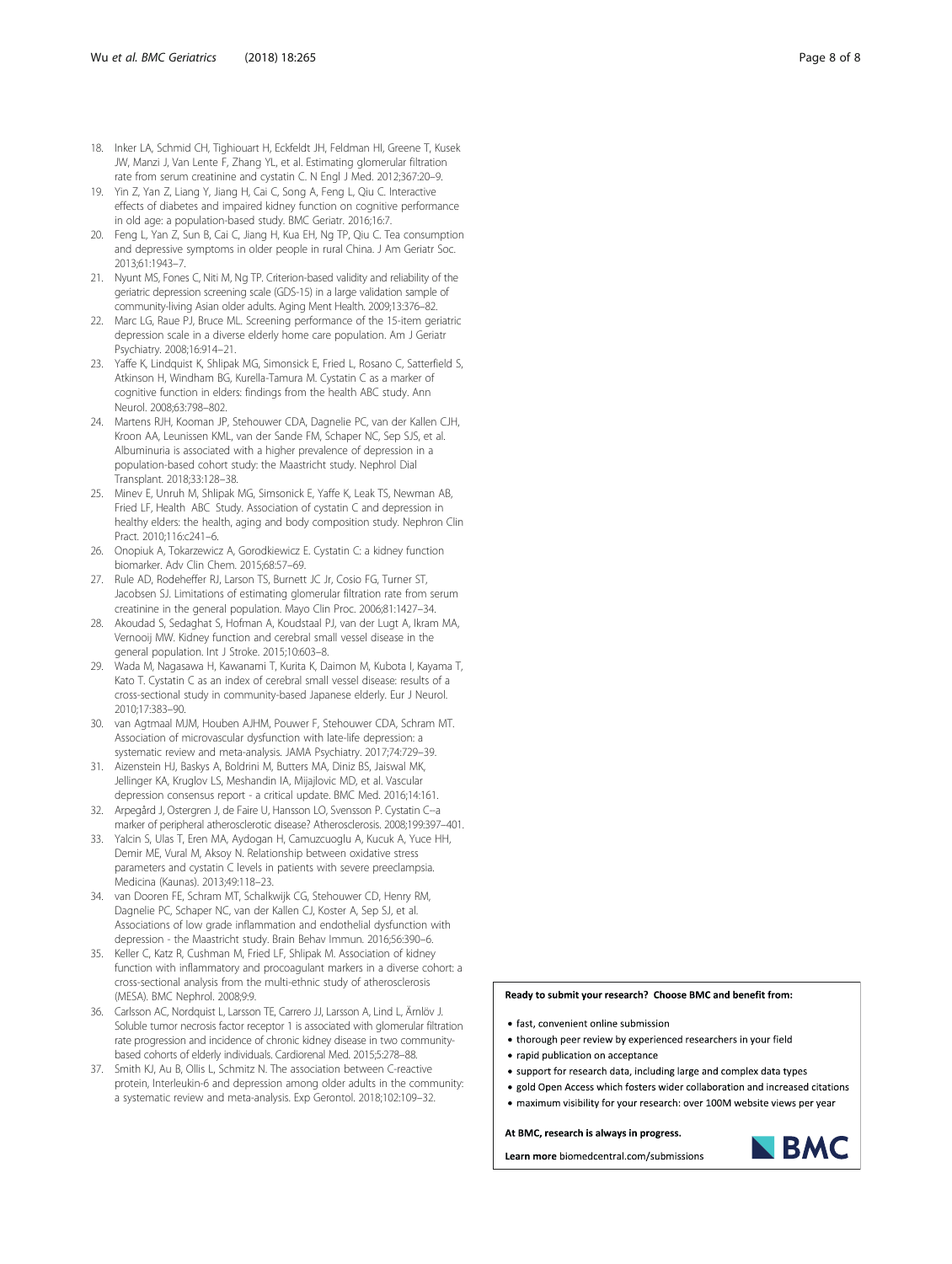18. Inker LA, Schmid CH, Tighiouart H, Eckfeldt JH, Feldman HI, Greene T, Kusek JW, Manzi J, Van Lente F, Zhang YL, et al. Estimating glomerular filtration rate from serum creatinine and cystatin C. N Engl J Med. 2012;367:20–9.
19. Yin Z, Yan Z, Liang Y, Jiang H, Cai C, Song A, Feng L, Qiu C. Interactive effects of diabetes and impaired kidney function on cognitive performance in old age: a population-based study. BMC Geriatr. 2016;16:7.
20. Feng L, Yan Z, Sun B, Cai C, Jiang H, Kua EH, Ng TP, Qiu C. Tea consumption and depressive symptoms in older people in rural China. J Am Geriatr Soc. 2013;61:1943–7.
21. Nyunt MS, Fones C, Niti M, Ng TP. Criterion-based validity and reliability of the geriatric depression screening scale (GDS-15) in a large validation sample of community-living Asian older adults. Aging Ment Health. 2009;13:376–82.
22. Marc LG, Raue PJ, Bruce ML. Screening performance of the 15-item geriatric depression scale in a diverse elderly home care population. Am J Geriatr Psychiatry. 2008;16:914–21.
23. Yaffe K, Lindquist K, Shlipak MG, Simonsick E, Fried L, Rosano C, Satterfield S, Atkinson H, Windham BG, Kurella-Tamura M. Cystatin C as a marker of cognitive function in elders: findings from the health ABC study. Ann Neurol. 2008;63:798–802.
24. Martens RJH, Kooman JP, Stehouwer CDA, Dagnelie PC, van der Kallen CJH, Kroon AA, Leunissen KML, van der Sande FM, Schaper NC, Sep SJS, et al. Albuminuria is associated with a higher prevalence of depression in a population-based cohort study: the Maastricht study. Nephrol Dial Transplant. 2018;33:128–38.
25. Minev E, Unruh M, Shlipak MG, Simsonick E, Yaffe K, Leak TS, Newman AB, Fried LF, Health ABC Study. Association of cystatin C and depression in healthy elders: the health, aging and body composition study. Nephron Clin Pract. 2010;116:c241–6.
26. Onopiuk A, Tokarzewicz A, Gorodkiewicz E. Cystatin C: a kidney function biomarker. Adv Clin Chem. 2015;68:57–69.
27. Rule AD, Rodeheffer RJ, Larson TS, Burnett JC Jr, Cosio FG, Turner ST, Jacobsen SJ. Limitations of estimating glomerular filtration rate from serum creatinine in the general population. Mayo Clin Proc. 2006;81:1427–34.
28. Akoudad S, Sedaghat S, Hofman A, Koudstaal PJ, van der Lugt A, Ikram MA, Vernooij MW. Kidney function and cerebral small vessel disease in the general population. Int J Stroke. 2015;10:603–8.
29. Wada M, Nagasawa H, Kawanami T, Kurita K, Daimon M, Kubota I, Kayama T, Kato T. Cystatin C as an index of cerebral small vessel disease: results of a cross-sectional study in community-based Japanese elderly. Eur J Neurol. 2010;17:383–90.
30. van Agtmaal MJM, Houben AJHM, Pouwer F, Stehouwer CDA, Schram MT. Association of microvascular dysfunction with late-life depression: a systematic review and meta-analysis. JAMA Psychiatry. 2017;74:729–39.
31. Aizenstein HJ, Baskys A, Boldrini M, Butters MA, Diniz BS, Jaiswal MK, Jellinger KA, Kruglov LS, Meshandin IA, Mijajlovic MD, et al. Vascular depression consensus report - a critical update. BMC Med. 2016;14:161.
32. Arpegård J, Ostergren J, de Faire U, Hansson LO, Svensson P. Cystatin C--a marker of peripheral atherosclerotic disease? Atherosclerosis. 2008;199:397–401.
33. Yalcin S, Ulas T, Eren MA, Aydogan H, Camuzcuoglu A, Kucuk A, Yuce HH, Demir ME, Vural M, Aksoy N. Relationship between oxidative stress parameters and cystatin C levels in patients with severe preeclampsia. Medicina (Kaunas). 2013;49:118–23.
34. van Dooren FE, Schram MT, Schalkwijk CG, Stehouwer CD, Henry RM, Dagnelie PC, Schaper NC, van der Kallen CJ, Koster A, Sep SJ, et al. Associations of low grade inflammation and endothelial dysfunction with depression - the Maastricht study. Brain Behav Immun. 2016;56:390–6.
35. Keller C, Katz R, Cushman M, Fried LF, Shlipak M. Association of kidney function with inflammatory and procoagulant markers in a diverse cohort: a cross-sectional analysis from the multi-ethnic study of atherosclerosis (MESA). BMC Nephrol. 2008;9:9.
36. Carlsson AC, Nordquist L, Larsson TE, Carrero JJ, Larsson A, Lind L, Ärnlöv J. Soluble tumor necrosis factor receptor 1 is associated with glomerular filtration rate progression and incidence of chronic kidney disease in two community-based cohorts of elderly individuals. Cardiorenal Med. 2015;5:278–88.
37. Smith KJ, Au B, Ollis L, Schmitz N. The association between C-reactive protein, Interleukin-6 and depression among older adults in the community: a systematic review and meta-analysis. Exp Gerontol. 2018;102:109–32.

**Ready to submit your research? Choose BMC and benefit from:**

- fast, convenient online submission
- thorough peer review by experienced researchers in your field
- rapid publication on acceptance
- support for research data, including large and complex data types
- gold Open Access which fosters wider collaboration and increased citations
- maximum visibility for your research: over 100M website views per year

**At BMC, research is always in progress.**

**Learn more** biomedcentral.com/submissions

BMC